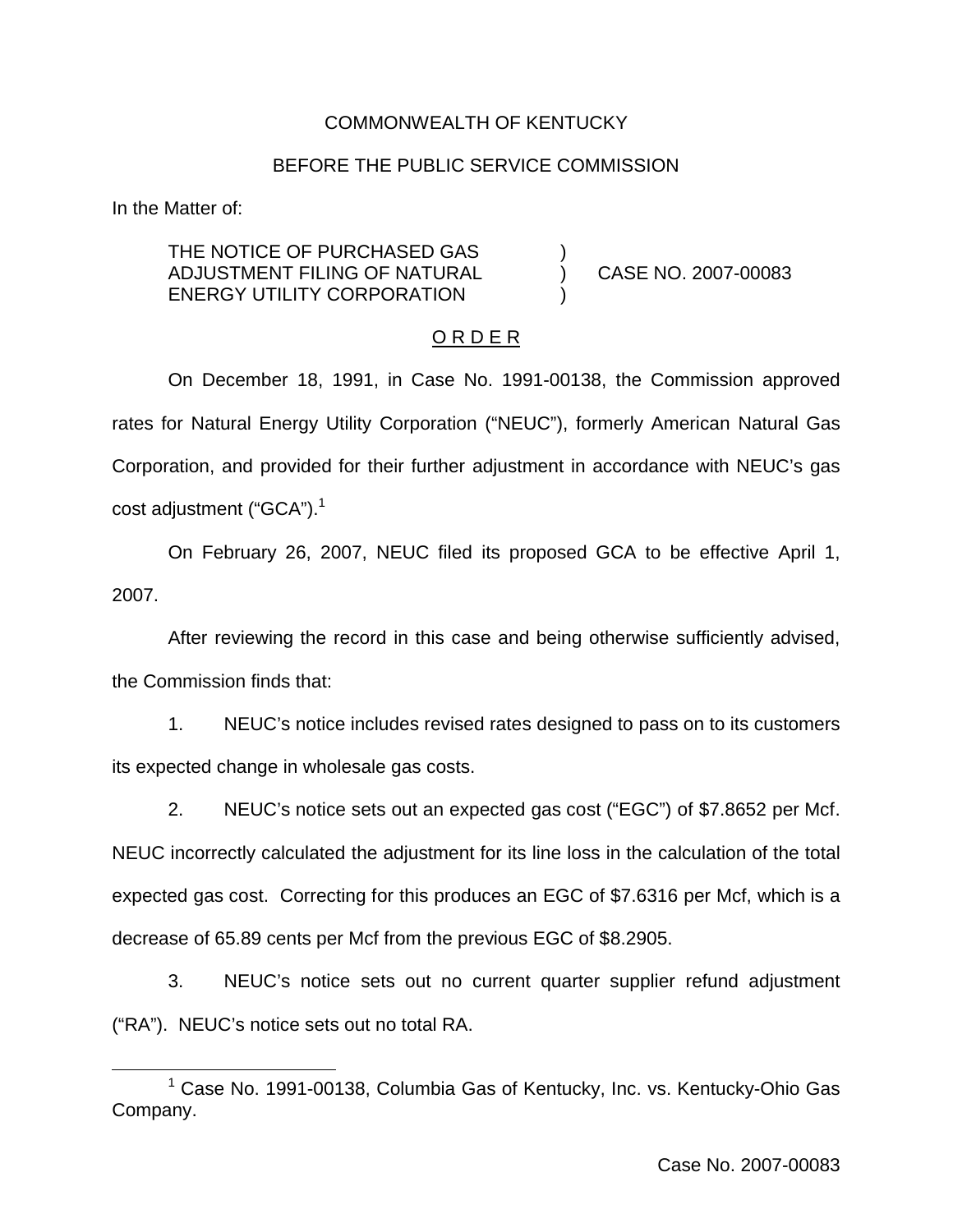COMMONWEALTH OF KENTUCKY

BEFORE THE PUBLIC SERVICE COMMISSION

In the Matter of:

THE NOTICE OF PURCHASED GAS ADJUSTMENT FILING OF NATURAL ENERGY UTILITY CORPORATION ) CASE NO. 2007-00083

O R D E R

On December 18, 1991, in Case No. 1991-00138, the Commission approved rates for Natural Energy Utility Corporation ("NEUC"), formerly American Natural Gas Corporation, and provided for their further adjustment in accordance with NEUC's gas cost adjustment ("GCA").[1]

On February 26, 2007, NEUC filed its proposed GCA to be effective April 1, 2007.

After reviewing the record in this case and being otherwise sufficiently advised, the Commission finds that:

1. NEUC's notice includes revised rates designed to pass on to its customers its expected change in wholesale gas costs.

2. NEUC's notice sets out an expected gas cost ("EGC") of $7.8652 per Mcf. NEUC incorrectly calculated the adjustment for its line loss in the calculation of the total expected gas cost. Correcting for this produces an EGC of $7.6316 per Mcf, which is a decrease of 65.89 cents per Mcf from the previous EGC of $8.2905.

3. NEUC's notice sets out no current quarter supplier refund adjustment ("RA"). NEUC's notice sets out no total RA.

[1] Case No. 1991-00138, Columbia Gas of Kentucky, Inc. vs. Kentucky-Ohio Gas Company.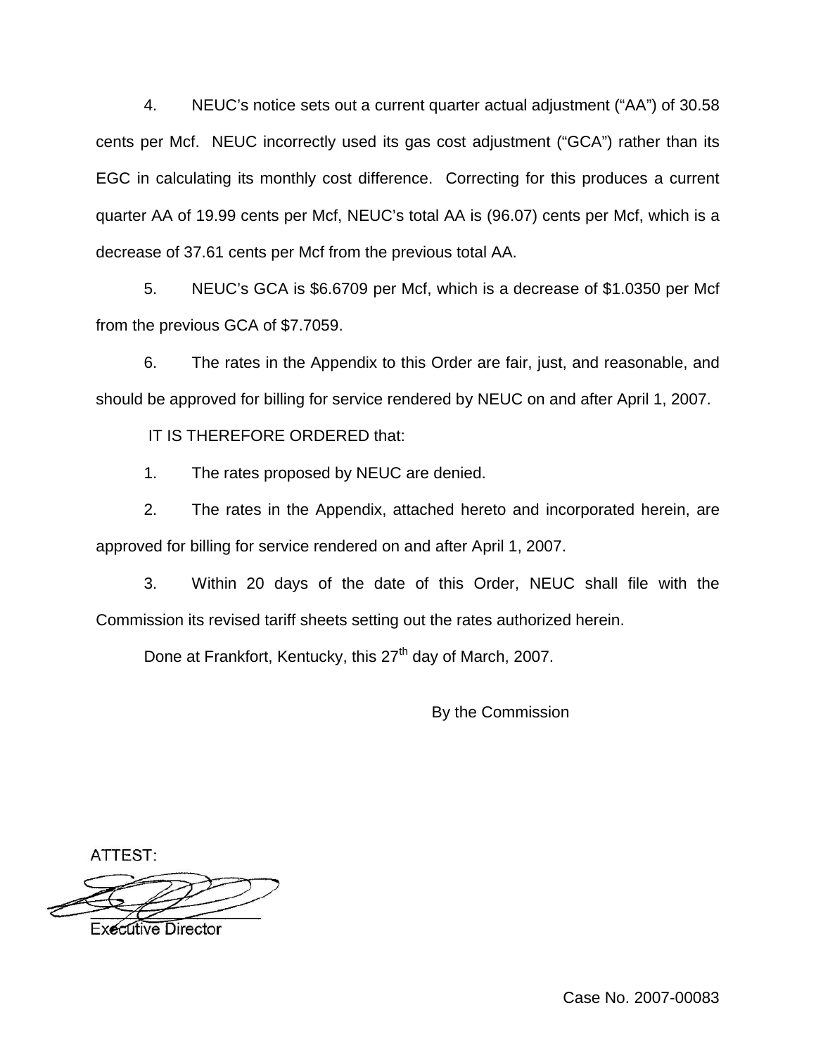4. NEUC's notice sets out a current quarter actual adjustment ("AA") of 30.58 cents per Mcf. NEUC incorrectly used its gas cost adjustment ("GCA") rather than its EGC in calculating its monthly cost difference. Correcting for this produces a current quarter AA of 19.99 cents per Mcf, NEUC's total AA is (96.07) cents per Mcf, which is a decrease of 37.61 cents per Mcf from the previous total AA.

5. NEUC's GCA is $6.6709 per Mcf, which is a decrease of $1.0350 per Mcf from the previous GCA of $7.7059.

6. The rates in the Appendix to this Order are fair, just, and reasonable, and should be approved for billing for service rendered by NEUC on and after April 1, 2007.

IT IS THEREFORE ORDERED that:

1. The rates proposed by NEUC are denied.

2. The rates in the Appendix, attached hereto and incorporated herein, are approved for billing for service rendered on and after April 1, 2007.

3. Within 20 days of the date of this Order, NEUC shall file with the Commission its revised tariff sheets setting out the rates authorized herein.

Done at Frankfort, Kentucky, this 27th day of March, 2007.

By the Commission

ATTEST:

Executive Director

Case No. 2007-00083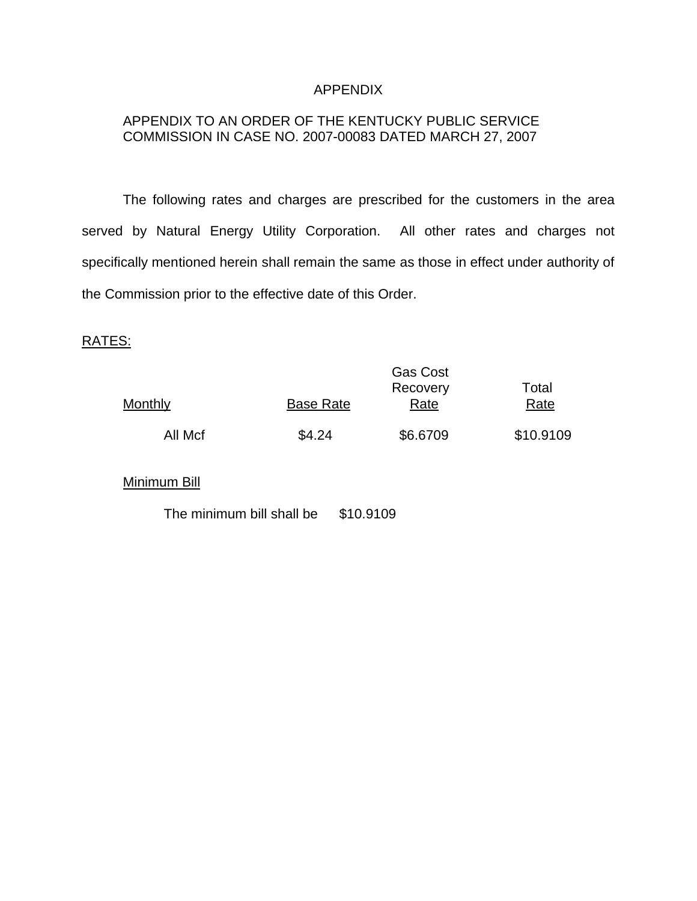# APPENDIX

APPENDIX TO AN ORDER OF THE KENTUCKY PUBLIC SERVICE COMMISSION IN CASE NO. 2007-00083 DATED MARCH 27, 2007

The following rates and charges are prescribed for the customers in the area served by Natural Energy Utility Corporation. All other rates and charges not specifically mentioned herein shall remain the same as those in effect under authority of the Commission prior to the effective date of this Order.

RATES:

| Monthly | Base Rate | Gas Cost Recovery Rate | Total Rate |
|---|---|---|---|
| All Mcf | $4.24 | $6.6709 | $10.9109 |

Minimum Bill

The minimum bill shall be $10.9109